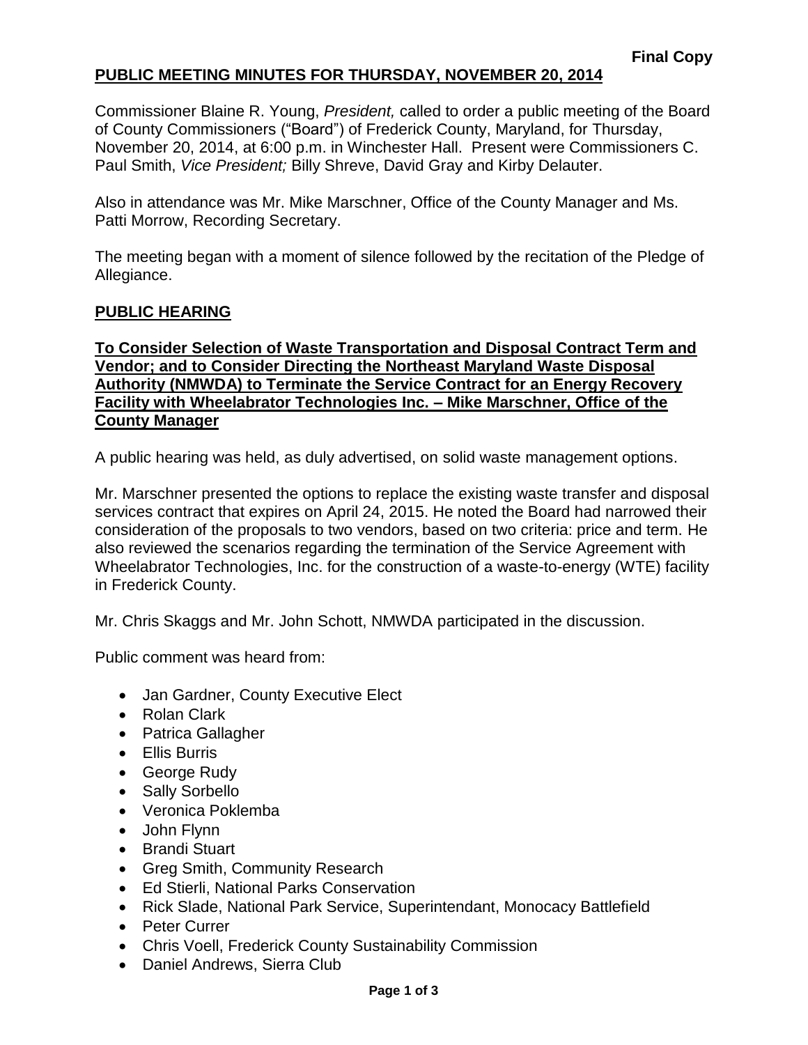**Final Copy**

## PUBLIC MEETING MINUTES FOR THURSDAY, NOVEMBER 20, 2014

Commissioner Blaine R. Young, *President,* called to order a public meeting of the Board of County Commissioners ("Board") of Frederick County, Maryland, for Thursday, November 20, 2014, at 6:00 p.m. in Winchester Hall. Present were Commissioners C. Paul Smith, *Vice President;* Billy Shreve, David Gray and Kirby Delauter.

Also in attendance was Mr. Mike Marschner, Office of the County Manager and Ms. Patti Morrow, Recording Secretary.

The meeting began with a moment of silence followed by the recitation of the Pledge of Allegiance.

## PUBLIC HEARING

### To Consider Selection of Waste Transportation and Disposal Contract Term and Vendor; and to Consider Directing the Northeast Maryland Waste Disposal Authority (NMWDA) to Terminate the Service Contract for an Energy Recovery Facility with Wheelabrator Technologies Inc. – Mike Marschner, Office of the County Manager

A public hearing was held, as duly advertised, on solid waste management options.

Mr. Marschner presented the options to replace the existing waste transfer and disposal services contract that expires on April 24, 2015. He noted the Board had narrowed their consideration of the proposals to two vendors, based on two criteria: price and term. He also reviewed the scenarios regarding the termination of the Service Agreement with Wheelabrator Technologies, Inc. for the construction of a waste-to-energy (WTE) facility in Frederick County.

Mr. Chris Skaggs and Mr. John Schott, NMWDA participated in the discussion.

Public comment was heard from:

- Jan Gardner, County Executive Elect
- Rolan Clark
- Patrica Gallagher
- Ellis Burris
- George Rudy
- Sally Sorbello
- Veronica Poklemba
- John Flynn
- Brandi Stuart
- Greg Smith, Community Research
- Ed Stierli, National Parks Conservation
- Rick Slade, National Park Service, Superintendant, Monocacy Battlefield
- Peter Currer
- Chris Voell, Frederick County Sustainability Commission
- Daniel Andrews, Sierra Club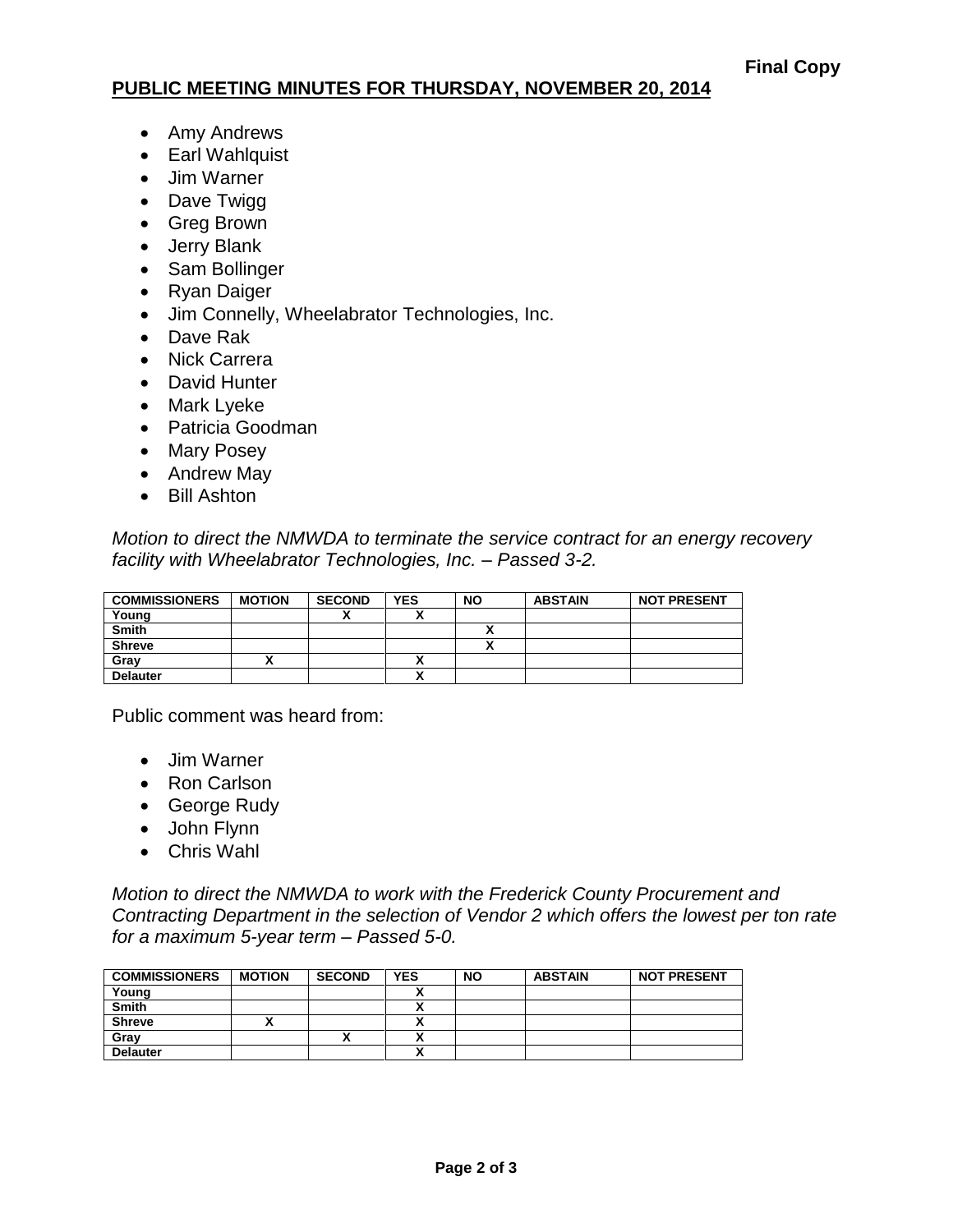**Final Copy**

**PUBLIC MEETING MINUTES FOR THURSDAY, NOVEMBER 20, 2014**

- Amy Andrews
- Earl Wahlquist
- Jim Warner
- Dave Twigg
- Greg Brown
- Jerry Blank
- Sam Bollinger
- Ryan Daiger
- Jim Connelly, Wheelabrator Technologies, Inc.
- Dave Rak
- Nick Carrera
- David Hunter
- Mark Lyeke
- Patricia Goodman
- Mary Posey
- Andrew May
- Bill Ashton

*Motion to direct the NMWDA to terminate the service contract for an energy recovery facility with Wheelabrator Technologies, Inc. – Passed 3-2.*

| COMMISSIONERS | MOTION | SECOND | YES | NO | ABSTAIN | NOT PRESENT |
|---|---|---|---|---|---|---|
| Young | | X | X | | | |
| Smith | | | | X | | |
| Shreve | | | | X | | |
| Gray | X | | X | | | |
| Delauter | | | X | | | |

Public comment was heard from:

- Jim Warner
- Ron Carlson
- George Rudy
- John Flynn
- Chris Wahl

*Motion to direct the NMWDA to work with the Frederick County Procurement and Contracting Department in the selection of Vendor 2 which offers the lowest per ton rate for a maximum 5-year term – Passed 5-0.*

| COMMISSIONERS | MOTION | SECOND | YES | NO | ABSTAIN | NOT PRESENT |
|---|---|---|---|---|---|---|
| Young | | | X | | | |
| Smith | | | X | | | |
| Shreve | X | | X | | | |
| Gray | | X | X | | | |
| Delauter | | | X | | | |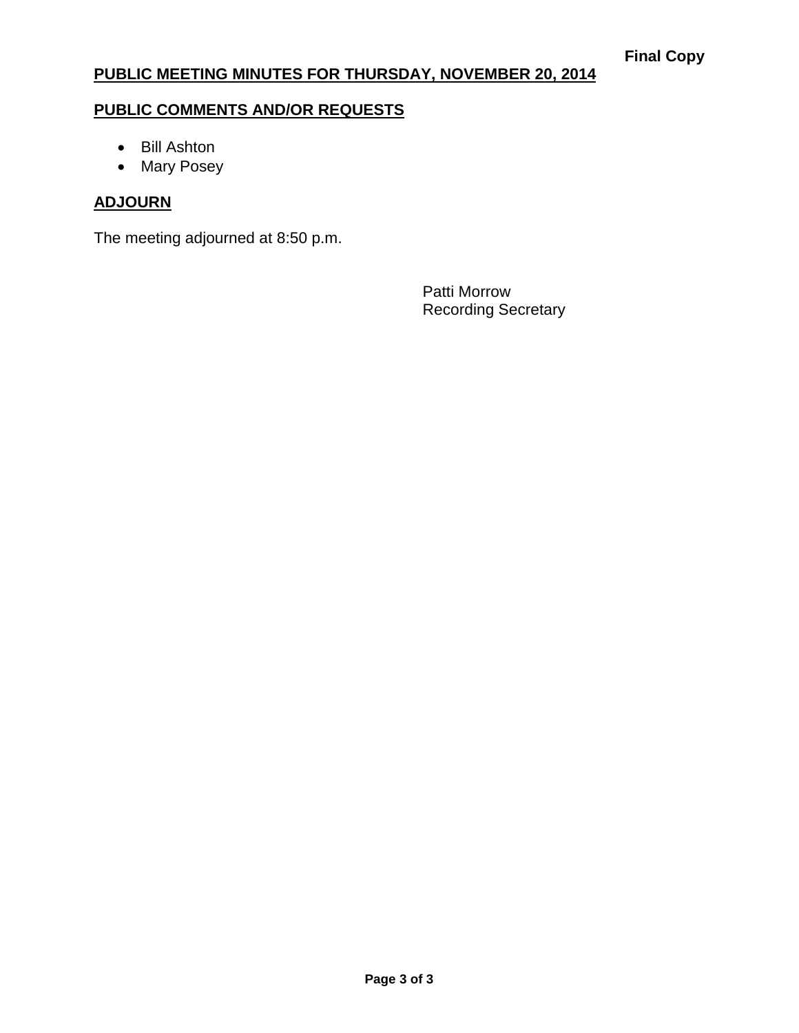**Final Copy**

## PUBLIC MEETING MINUTES FOR THURSDAY, NOVEMBER 20, 2014

### PUBLIC COMMENTS AND/OR REQUESTS

- Bill Ashton
- Mary Posey

### ADJOURN

The meeting adjourned at 8:50 p.m.

Patti Morrow
Recording Secretary